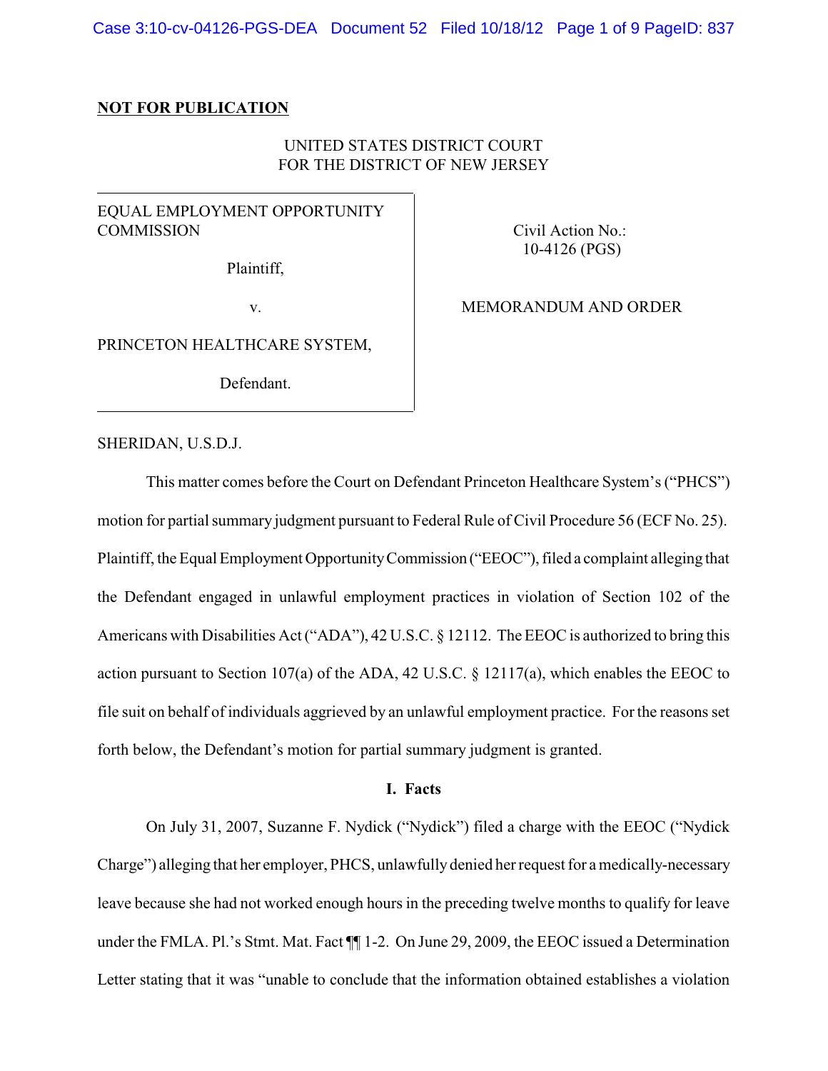**NOT FOR PUBLICATION**

UNITED STATES DISTRICT COURT
FOR THE DISTRICT OF NEW JERSEY

| | |
|---|---|
| EQUAL EMPLOYMENT OPPORTUNITY COMMISSION<br><br>Plaintiff,<br><br>v.<br><br>PRINCETON HEALTHCARE SYSTEM,<br><br>Defendant. | Civil Action No.: 10-4126 (PGS)<br><br>MEMORANDUM AND ORDER |

SHERIDAN, U.S.D.J.

This matter comes before the Court on Defendant Princeton Healthcare System's ("PHCS") motion for partial summary judgment pursuant to Federal Rule of Civil Procedure 56 (ECF No. 25). Plaintiff, the Equal Employment Opportunity Commission ("EEOC"), filed a complaint alleging that the Defendant engaged in unlawful employment practices in violation of Section 102 of the Americans with Disabilities Act ("ADA"), 42 U.S.C. § 12112. The EEOC is authorized to bring this action pursuant to Section 107(a) of the ADA, 42 U.S.C. § 12117(a), which enables the EEOC to file suit on behalf of individuals aggrieved by an unlawful employment practice. For the reasons set forth below, the Defendant's motion for partial summary judgment is granted.

## I. Facts

On July 31, 2007, Suzanne F. Nydick ("Nydick") filed a charge with the EEOC ("Nydick Charge") alleging that her employer, PHCS, unlawfully denied her request for a medically-necessary leave because she had not worked enough hours in the preceding twelve months to qualify for leave under the FMLA. Pl.'s Stmt. Mat. Fact ¶¶ 1-2. On June 29, 2009, the EEOC issued a Determination Letter stating that it was "unable to conclude that the information obtained establishes a violation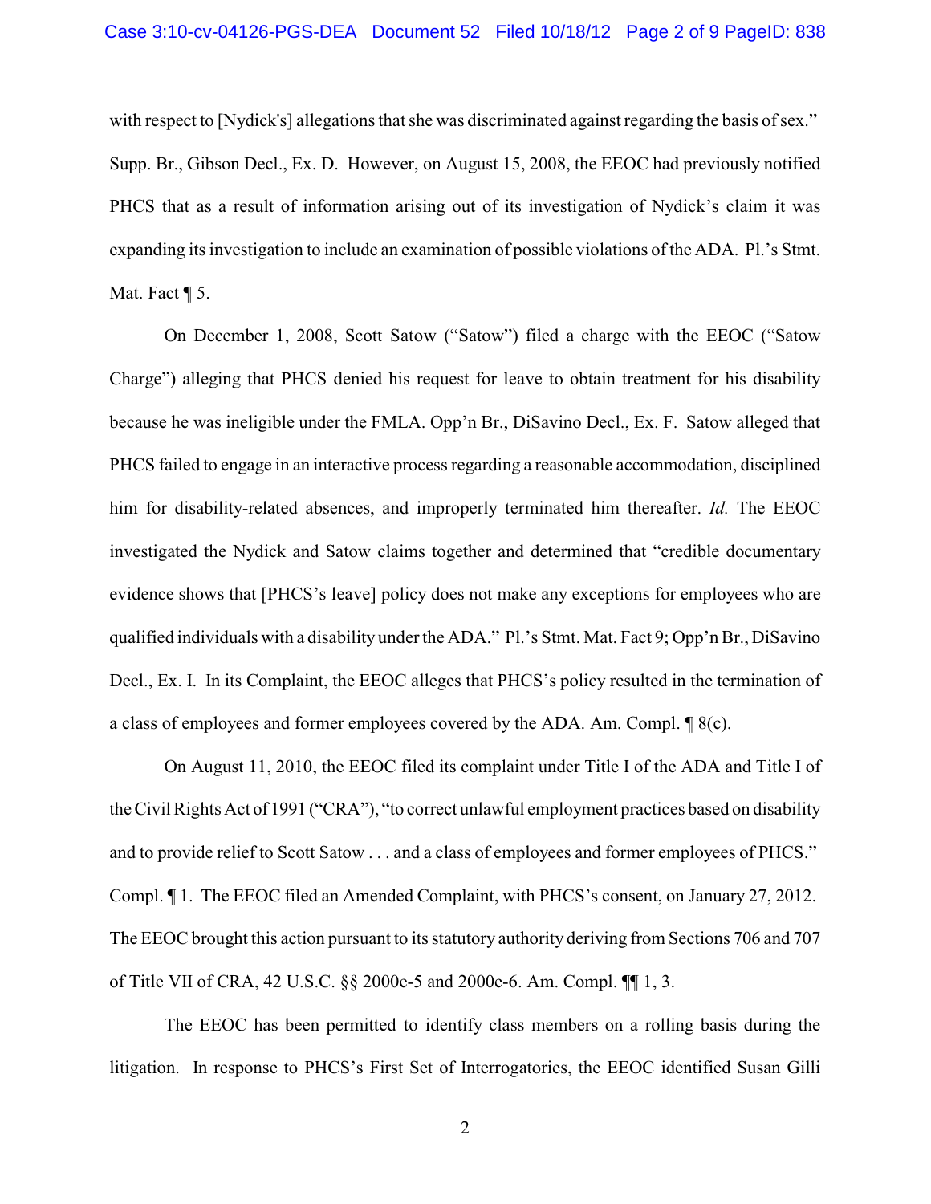with respect to [Nydick's] allegations that she was discriminated against regarding the basis of sex." Supp. Br., Gibson Decl., Ex. D. However, on August 15, 2008, the EEOC had previously notified PHCS that as a result of information arising out of its investigation of Nydick's claim it was expanding its investigation to include an examination of possible violations of the ADA. Pl.'s Stmt. Mat. Fact ¶ 5.

On December 1, 2008, Scott Satow ("Satow") filed a charge with the EEOC ("Satow Charge") alleging that PHCS denied his request for leave to obtain treatment for his disability because he was ineligible under the FMLA. Opp'n Br., DiSavino Decl., Ex. F. Satow alleged that PHCS failed to engage in an interactive process regarding a reasonable accommodation, disciplined him for disability-related absences, and improperly terminated him thereafter. *Id.* The EEOC investigated the Nydick and Satow claims together and determined that "credible documentary evidence shows that [PHCS's leave] policy does not make any exceptions for employees who are qualified individuals with a disability under the ADA." Pl.'s Stmt. Mat. Fact 9; Opp'n Br., DiSavino Decl., Ex. I. In its Complaint, the EEOC alleges that PHCS's policy resulted in the termination of a class of employees and former employees covered by the ADA. Am. Compl. ¶ 8(c).

On August 11, 2010, the EEOC filed its complaint under Title I of the ADA and Title I of the Civil Rights Act of 1991 ("CRA"), "to correct unlawful employment practices based on disability and to provide relief to Scott Satow . . . and a class of employees and former employees of PHCS." Compl. ¶ 1. The EEOC filed an Amended Complaint, with PHCS's consent, on January 27, 2012. The EEOC brought this action pursuant to its statutory authority deriving from Sections 706 and 707 of Title VII of CRA, 42 U.S.C. §§ 2000e-5 and 2000e-6. Am. Compl. ¶¶ 1, 3.

The EEOC has been permitted to identify class members on a rolling basis during the litigation. In response to PHCS's First Set of Interrogatories, the EEOC identified Susan Gilli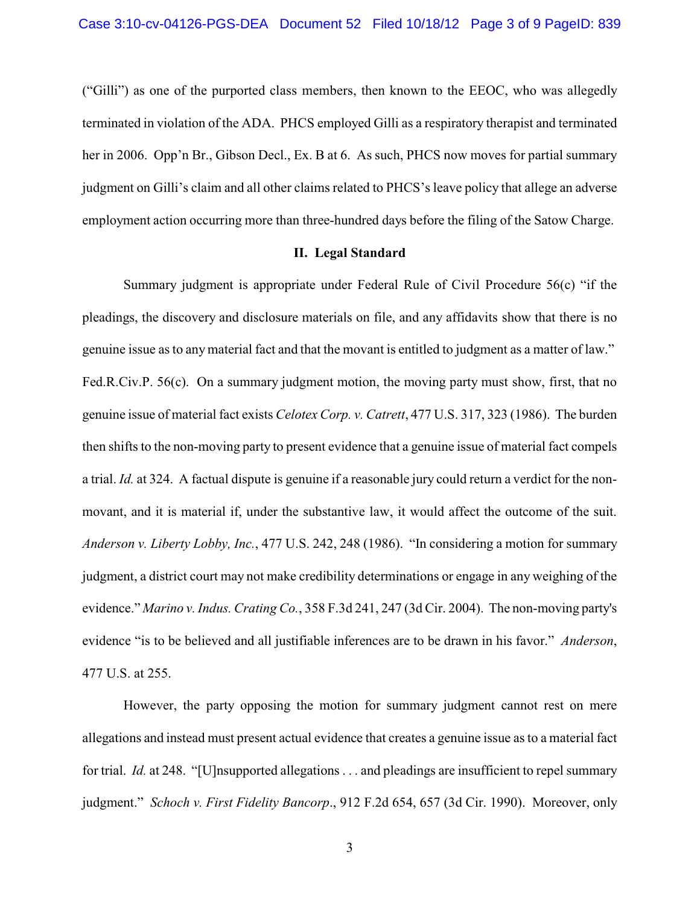("Gilli") as one of the purported class members, then known to the EEOC, who was allegedly terminated in violation of the ADA. PHCS employed Gilli as a respiratory therapist and terminated her in 2006. Opp'n Br., Gibson Decl., Ex. B at 6. As such, PHCS now moves for partial summary judgment on Gilli's claim and all other claims related to PHCS's leave policy that allege an adverse employment action occurring more than three-hundred days before the filing of the Satow Charge.

## II. Legal Standard

Summary judgment is appropriate under Federal Rule of Civil Procedure 56(c) "if the pleadings, the discovery and disclosure materials on file, and any affidavits show that there is no genuine issue as to any material fact and that the movant is entitled to judgment as a matter of law." Fed.R.Civ.P. 56(c). On a summary judgment motion, the moving party must show, first, that no genuine issue of material fact exists *Celotex Corp. v. Catrett*, 477 U.S. 317, 323 (1986). The burden then shifts to the non-moving party to present evidence that a genuine issue of material fact compels a trial. *Id.* at 324. A factual dispute is genuine if a reasonable jury could return a verdict for the non-movant, and it is material if, under the substantive law, it would affect the outcome of the suit. *Anderson v. Liberty Lobby, Inc.*, 477 U.S. 242, 248 (1986). "In considering a motion for summary judgment, a district court may not make credibility determinations or engage in any weighing of the evidence." *Marino v. Indus. Crating Co.*, 358 F.3d 241, 247 (3d Cir. 2004). The non-moving party's evidence "is to be believed and all justifiable inferences are to be drawn in his favor." *Anderson*, 477 U.S. at 255.

However, the party opposing the motion for summary judgment cannot rest on mere allegations and instead must present actual evidence that creates a genuine issue as to a material fact for trial. *Id.* at 248. "[U]nsupported allegations . . . and pleadings are insufficient to repel summary judgment." *Schoch v. First Fidelity Bancorp.*, 912 F.2d 654, 657 (3d Cir. 1990). Moreover, only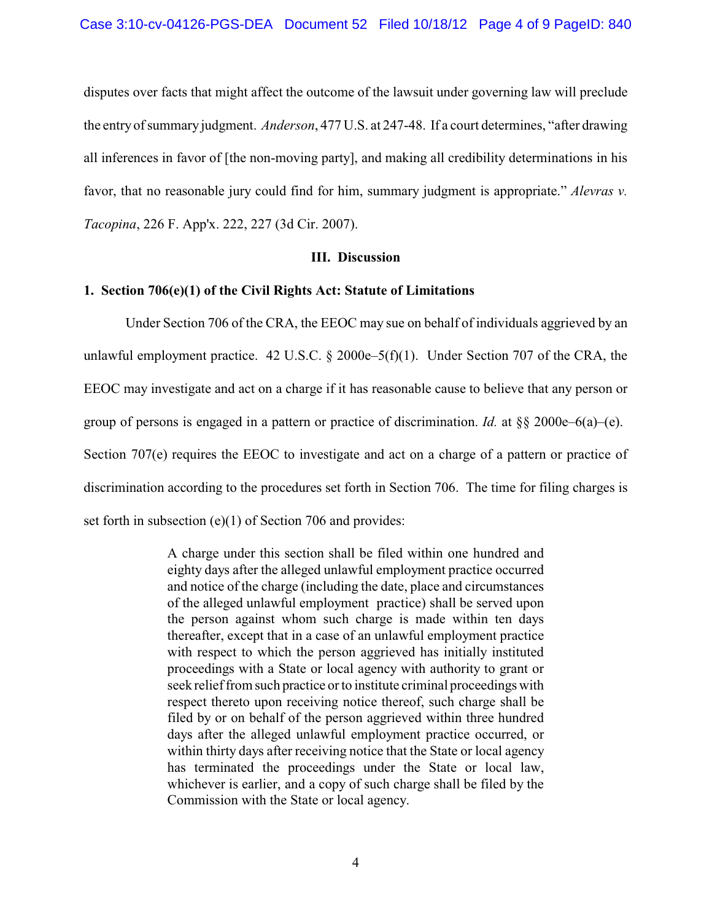disputes over facts that might affect the outcome of the lawsuit under governing law will preclude the entry of summary judgment. *Anderson*, 477 U.S. at 247-48. If a court determines, "after drawing all inferences in favor of [the non-moving party], and making all credibility determinations in his favor, that no reasonable jury could find for him, summary judgment is appropriate." *Alevras v. Tacopina*, 226 F. App'x. 222, 227 (3d Cir. 2007).

## III. Discussion

### 1. Section 706(e)(1) of the Civil Rights Act: Statute of Limitations

Under Section 706 of the CRA, the EEOC may sue on behalf of individuals aggrieved by an unlawful employment practice. 42 U.S.C. § 2000e–5(f)(1). Under Section 707 of the CRA, the EEOC may investigate and act on a charge if it has reasonable cause to believe that any person or group of persons is engaged in a pattern or practice of discrimination. *Id.* at §§ 2000e–6(a)–(e). Section 707(e) requires the EEOC to investigate and act on a charge of a pattern or practice of discrimination according to the procedures set forth in Section 706. The time for filing charges is set forth in subsection (e)(1) of Section 706 and provides:

> A charge under this section shall be filed within one hundred and eighty days after the alleged unlawful employment practice occurred and notice of the charge (including the date, place and circumstances of the alleged unlawful employment practice) shall be served upon the person against whom such charge is made within ten days thereafter, except that in a case of an unlawful employment practice with respect to which the person aggrieved has initially instituted proceedings with a State or local agency with authority to grant or seek relief from such practice or to institute criminal proceedings with respect thereto upon receiving notice thereof, such charge shall be filed by or on behalf of the person aggrieved within three hundred days after the alleged unlawful employment practice occurred, or within thirty days after receiving notice that the State or local agency has terminated the proceedings under the State or local law, whichever is earlier, and a copy of such charge shall be filed by the Commission with the State or local agency.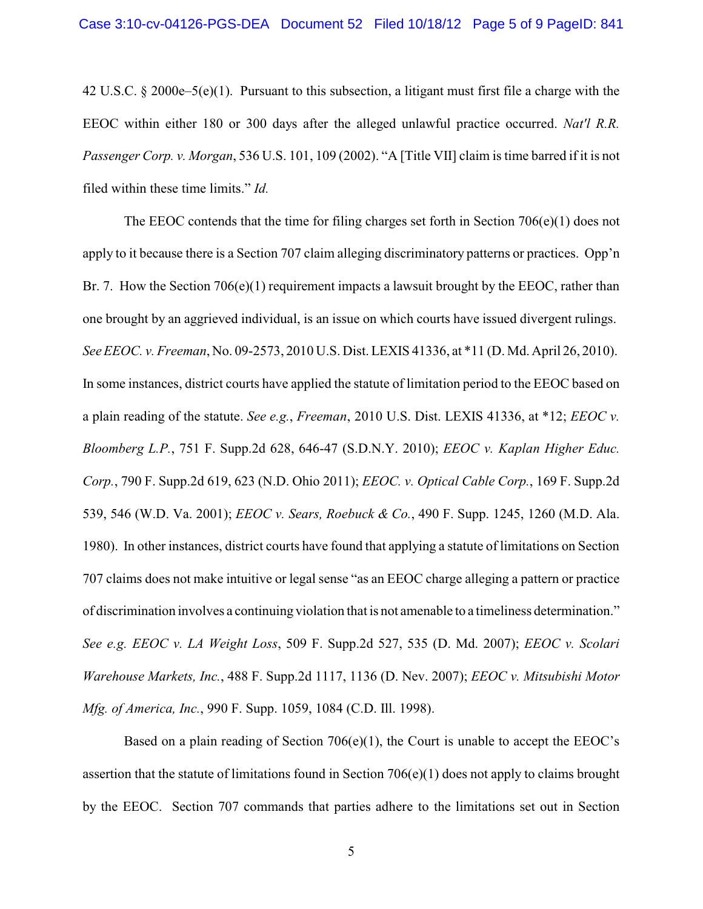42 U.S.C. § 2000e–5(e)(1). Pursuant to this subsection, a litigant must first file a charge with the EEOC within either 180 or 300 days after the alleged unlawful practice occurred. *Nat'l R.R. Passenger Corp. v. Morgan*, 536 U.S. 101, 109 (2002). "A [Title VII] claim is time barred if it is not filed within these time limits." *Id.*

The EEOC contends that the time for filing charges set forth in Section 706(e)(1) does not apply to it because there is a Section 707 claim alleging discriminatory patterns or practices. Opp'n Br. 7. How the Section 706(e)(1) requirement impacts a lawsuit brought by the EEOC, rather than one brought by an aggrieved individual, is an issue on which courts have issued divergent rulings. *See EEOC. v. Freeman*, No. 09-2573, 2010 U.S. Dist. LEXIS 41336, at *11 (D. Md. April 26, 2010). In some instances, district courts have applied the statute of limitation period to the EEOC based on a plain reading of the statute. *See e.g.*, *Freeman*, 2010 U.S. Dist. LEXIS 41336, at *12; *EEOC v. Bloomberg L.P.*, 751 F. Supp.2d 628, 646-47 (S.D.N.Y. 2010); *EEOC v. Kaplan Higher Educ. Corp.*, 790 F. Supp.2d 619, 623 (N.D. Ohio 2011); *EEOC. v. Optical Cable Corp.*, 169 F. Supp.2d 539, 546 (W.D. Va. 2001); *EEOC v. Sears, Roebuck & Co.*, 490 F. Supp. 1245, 1260 (M.D. Ala. 1980). In other instances, district courts have found that applying a statute of limitations on Section 707 claims does not make intuitive or legal sense "as an EEOC charge alleging a pattern or practice of discrimination involves a continuing violation that is not amenable to a timeliness determination." *See e.g. EEOC v. LA Weight Loss*, 509 F. Supp.2d 527, 535 (D. Md. 2007); *EEOC v. Scolari Warehouse Markets, Inc.*, 488 F. Supp.2d 1117, 1136 (D. Nev. 2007); *EEOC v. Mitsubishi Motor Mfg. of America, Inc.*, 990 F. Supp. 1059, 1084 (C.D. Ill. 1998).

Based on a plain reading of Section 706(e)(1), the Court is unable to accept the EEOC's assertion that the statute of limitations found in Section 706(e)(1) does not apply to claims brought by the EEOC. Section 707 commands that parties adhere to the limitations set out in Section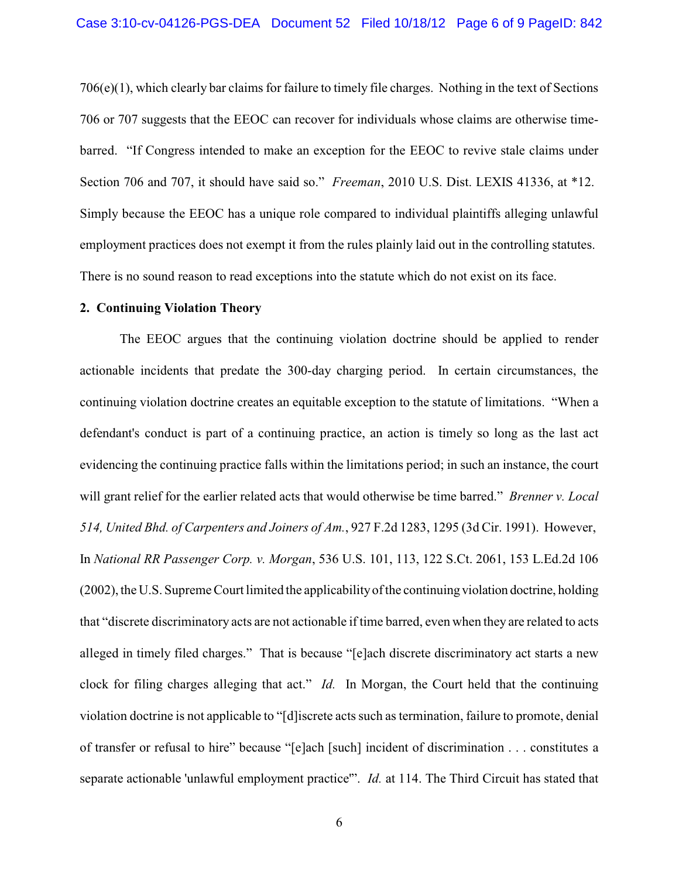706(e)(1), which clearly bar claims for failure to timely file charges. Nothing in the text of Sections 706 or 707 suggests that the EEOC can recover for individuals whose claims are otherwise time-barred. "If Congress intended to make an exception for the EEOC to revive stale claims under Section 706 and 707, it should have said so." *Freeman*, 2010 U.S. Dist. LEXIS 41336, at *12. Simply because the EEOC has a unique role compared to individual plaintiffs alleging unlawful employment practices does not exempt it from the rules plainly laid out in the controlling statutes. There is no sound reason to read exceptions into the statute which do not exist on its face.

**2. Continuing Violation Theory**

The EEOC argues that the continuing violation doctrine should be applied to render actionable incidents that predate the 300-day charging period. In certain circumstances, the continuing violation doctrine creates an equitable exception to the statute of limitations. "When a defendant's conduct is part of a continuing practice, an action is timely so long as the last act evidencing the continuing practice falls within the limitations period; in such an instance, the court will grant relief for the earlier related acts that would otherwise be time barred." *Brenner v. Local 514, United Bhd. of Carpenters and Joiners of Am.*, 927 F.2d 1283, 1295 (3d Cir. 1991). However, In *National RR Passenger Corp. v. Morgan*, 536 U.S. 101, 113, 122 S.Ct. 2061, 153 L.Ed.2d 106 (2002), the U.S. Supreme Court limited the applicability of the continuing violation doctrine, holding that "discrete discriminatory acts are not actionable if time barred, even when they are related to acts alleged in timely filed charges." That is because "[e]ach discrete discriminatory act starts a new clock for filing charges alleging that act." *Id.* In Morgan, the Court held that the continuing violation doctrine is not applicable to "[d]iscrete acts such as termination, failure to promote, denial of transfer or refusal to hire" because "[e]ach [such] incident of discrimination . . . constitutes a separate actionable 'unlawful employment practice'". *Id.* at 114. The Third Circuit has stated that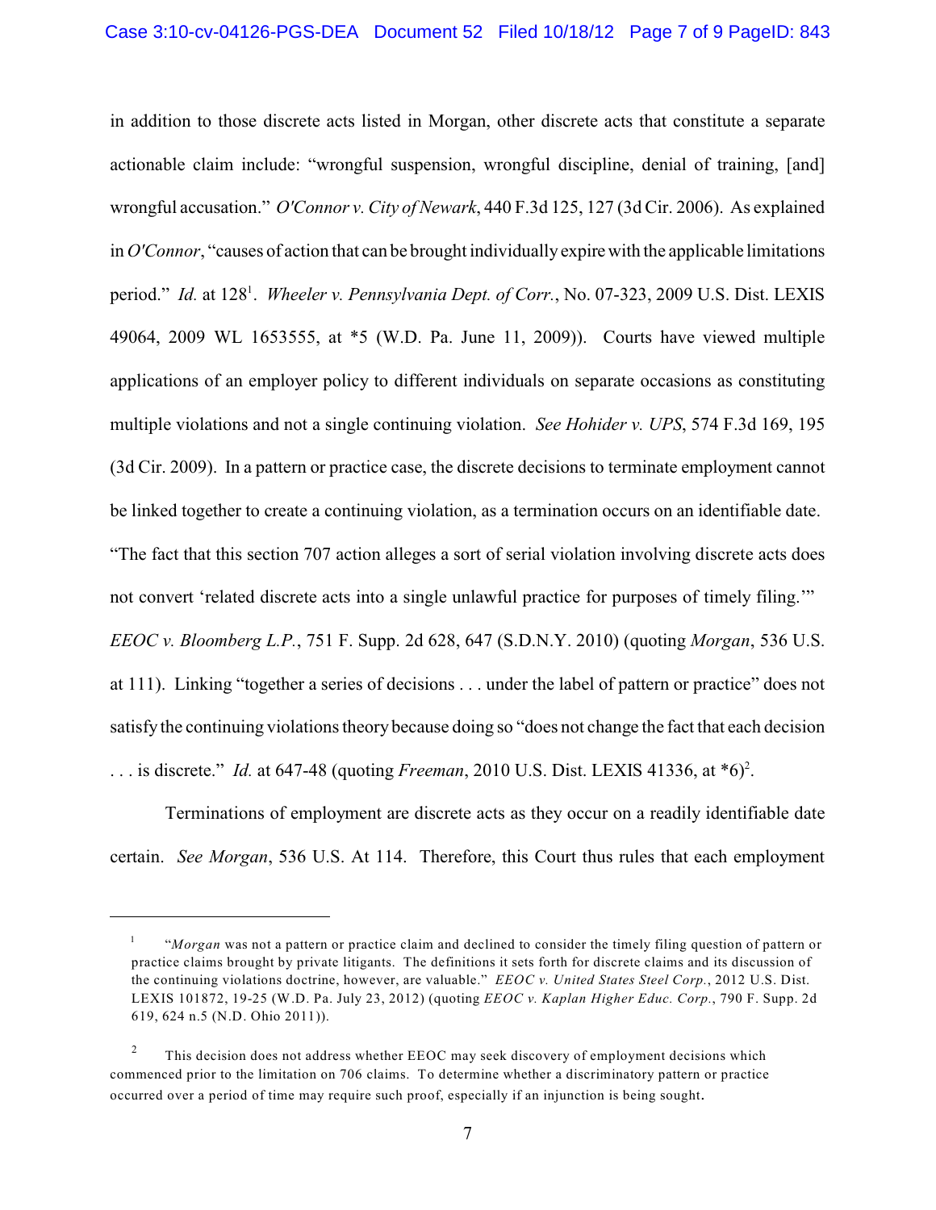in addition to those discrete acts listed in Morgan, other discrete acts that constitute a separate actionable claim include: "wrongful suspension, wrongful discipline, denial of training, [and] wrongful accusation." *O'Connor v. City of Newark*, 440 F.3d 125, 127 (3d Cir. 2006). As explained in *O'Connor*, "causes of action that can be brought individually expire with the applicable limitations period." *Id.* at 128[1]. *Wheeler v. Pennsylvania Dept. of Corr.*, No. 07-323, 2009 U.S. Dist. LEXIS 49064, 2009 WL 1653555, at *5 (W.D. Pa. June 11, 2009)). Courts have viewed multiple applications of an employer policy to different individuals on separate occasions as constituting multiple violations and not a single continuing violation. *See Hohider v. UPS*, 574 F.3d 169, 195 (3d Cir. 2009). In a pattern or practice case, the discrete decisions to terminate employment cannot be linked together to create a continuing violation, as a termination occurs on an identifiable date. "The fact that this section 707 action alleges a sort of serial violation involving discrete acts does not convert 'related discrete acts into a single unlawful practice for purposes of timely filing.'" *EEOC v. Bloomberg L.P.*, 751 F. Supp. 2d 628, 647 (S.D.N.Y. 2010) (quoting *Morgan*, 536 U.S. at 111). Linking "together a series of decisions . . . under the label of pattern or practice" does not satisfy the continuing violations theory because doing so "does not change the fact that each decision . . . is discrete." *Id.* at 647-48 (quoting *Freeman*, 2010 U.S. Dist. LEXIS 41336, at *6)[2].

Terminations of employment are discrete acts as they occur on a readily identifiable date certain. *See Morgan*, 536 U.S. At 114. Therefore, this Court thus rules that each employment

---

[1] "*Morgan* was not a pattern or practice claim and declined to consider the timely filing question of pattern or practice claims brought by private litigants. The definitions it sets forth for discrete claims and its discussion of the continuing violations doctrine, however, are valuable." *EEOC v. United States Steel Corp.*, 2012 U.S. Dist. LEXIS 101872, 19-25 (W.D. Pa. July 23, 2012) (quoting *EEOC v. Kaplan Higher Educ. Corp.*, 790 F. Supp. 2d 619, 624 n.5 (N.D. Ohio 2011)).

[2] This decision does not address whether EEOC may seek discovery of employment decisions which commenced prior to the limitation on 706 claims. To determine whether a discriminatory pattern or practice occurred over a period of time may require such proof, especially if an injunction is being sought.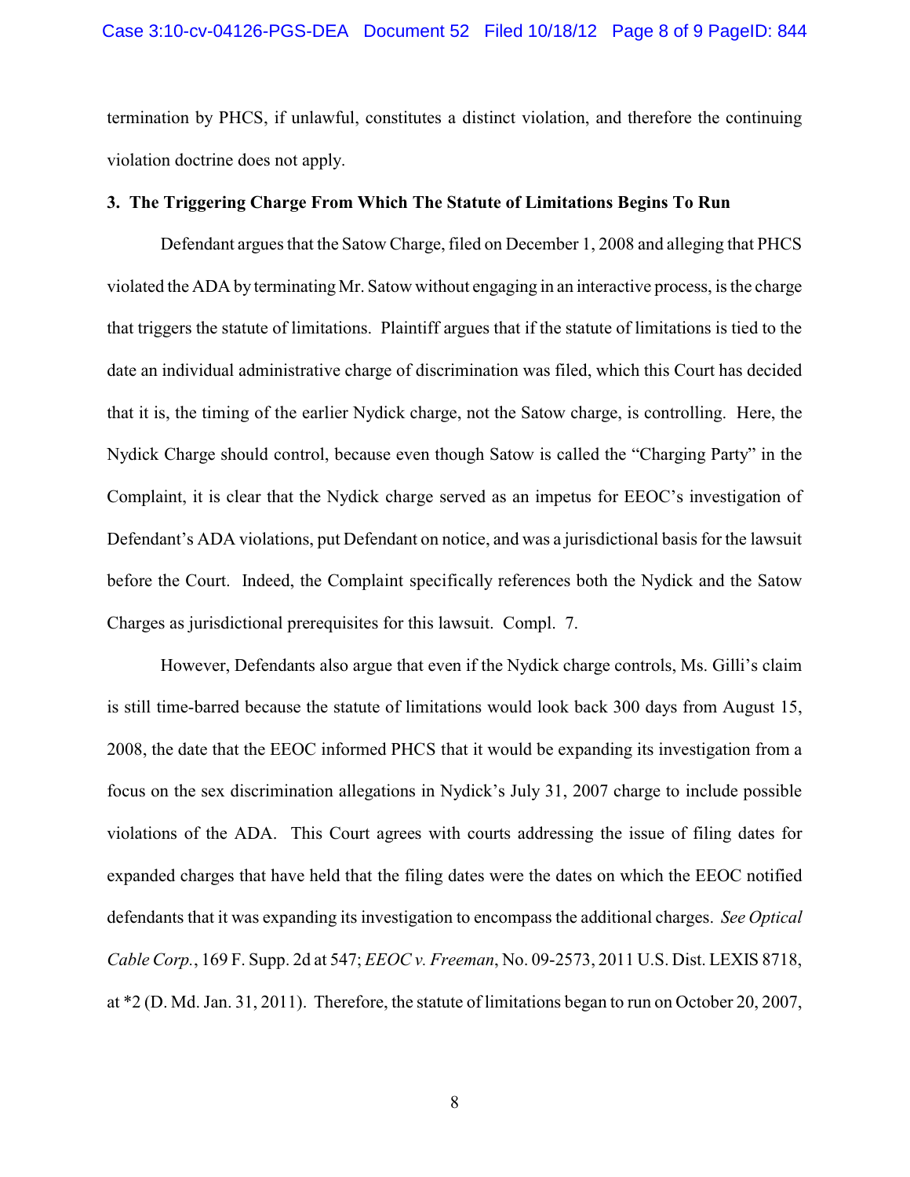termination by PHCS, if unlawful, constitutes a distinct violation, and therefore the continuing violation doctrine does not apply.

**3. The Triggering Charge From Which The Statute of Limitations Begins To Run**

Defendant argues that the Satow Charge, filed on December 1, 2008 and alleging that PHCS violated the ADA by terminating Mr. Satow without engaging in an interactive process, is the charge that triggers the statute of limitations. Plaintiff argues that if the statute of limitations is tied to the date an individual administrative charge of discrimination was filed, which this Court has decided that it is, the timing of the earlier Nydick charge, not the Satow charge, is controlling. Here, the Nydick Charge should control, because even though Satow is called the "Charging Party" in the Complaint, it is clear that the Nydick charge served as an impetus for EEOC's investigation of Defendant's ADA violations, put Defendant on notice, and was a jurisdictional basis for the lawsuit before the Court. Indeed, the Complaint specifically references both the Nydick and the Satow Charges as jurisdictional prerequisites for this lawsuit. Compl. 7.

However, Defendants also argue that even if the Nydick charge controls, Ms. Gilli's claim is still time-barred because the statute of limitations would look back 300 days from August 15, 2008, the date that the EEOC informed PHCS that it would be expanding its investigation from a focus on the sex discrimination allegations in Nydick's July 31, 2007 charge to include possible violations of the ADA. This Court agrees with courts addressing the issue of filing dates for expanded charges that have held that the filing dates were the dates on which the EEOC notified defendants that it was expanding its investigation to encompass the additional charges. *See Optical Cable Corp.*, 169 F. Supp. 2d at 547; *EEOC v. Freeman*, No. 09-2573, 2011 U.S. Dist. LEXIS 8718, at *2 (D. Md. Jan. 31, 2011). Therefore, the statute of limitations began to run on October 20, 2007,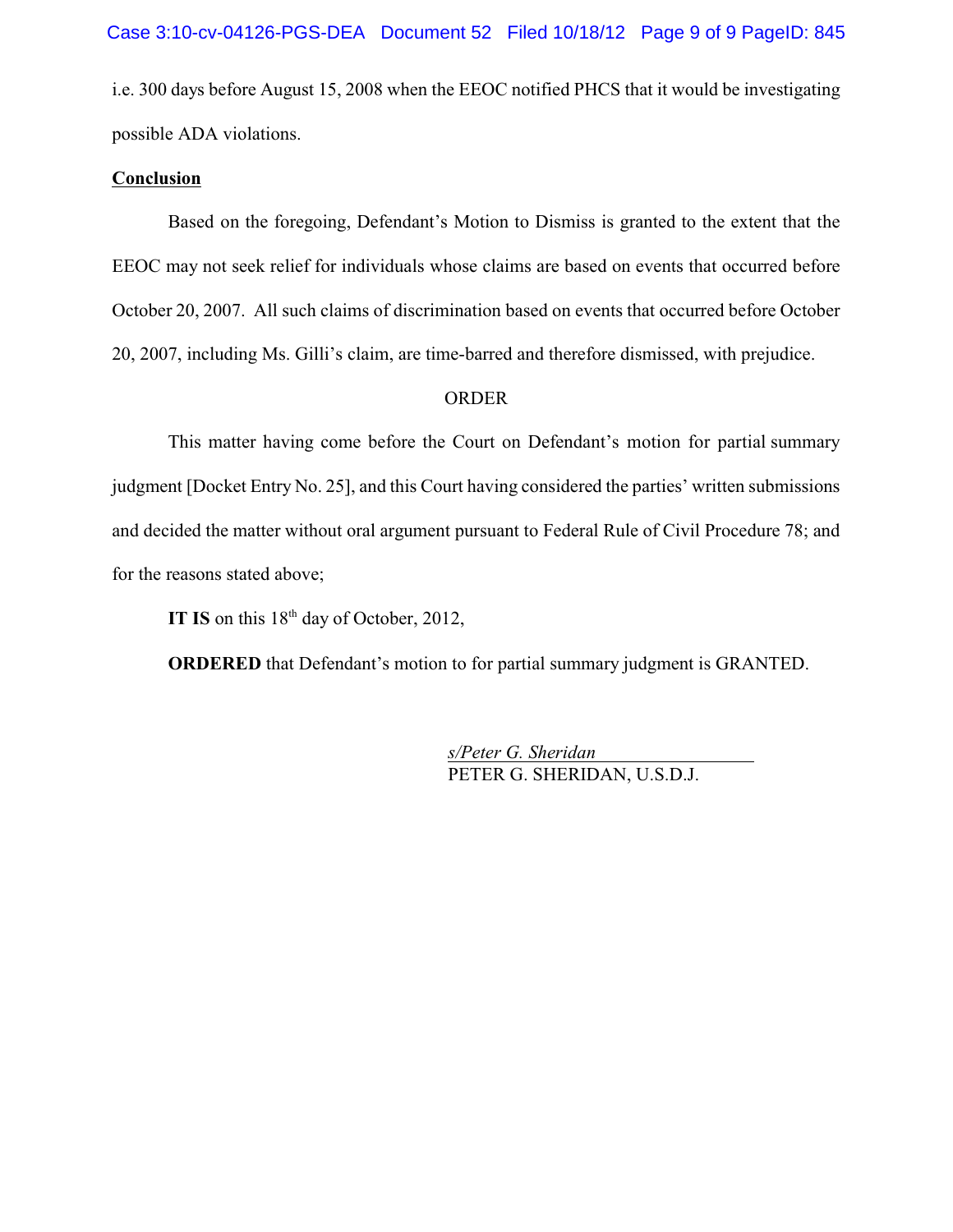i.e. 300 days before August 15, 2008 when the EEOC notified PHCS that it would be investigating possible ADA violations.

**Conclusion**

Based on the foregoing, Defendant's Motion to Dismiss is granted to the extent that the EEOC may not seek relief for individuals whose claims are based on events that occurred before October 20, 2007. All such claims of discrimination based on events that occurred before October 20, 2007, including Ms. Gilli's claim, are time-barred and therefore dismissed, with prejudice.

ORDER

This matter having come before the Court on Defendant's motion for partial summary judgment [Docket Entry No. 25], and this Court having considered the parties' written submissions and decided the matter without oral argument pursuant to Federal Rule of Civil Procedure 78; and for the reasons stated above;

**IT IS** on this 18th day of October, 2012,

**ORDERED** that Defendant's motion to for partial summary judgment is GRANTED.

*s/Peter G. Sheridan*
PETER G. SHERIDAN, U.S.D.J.